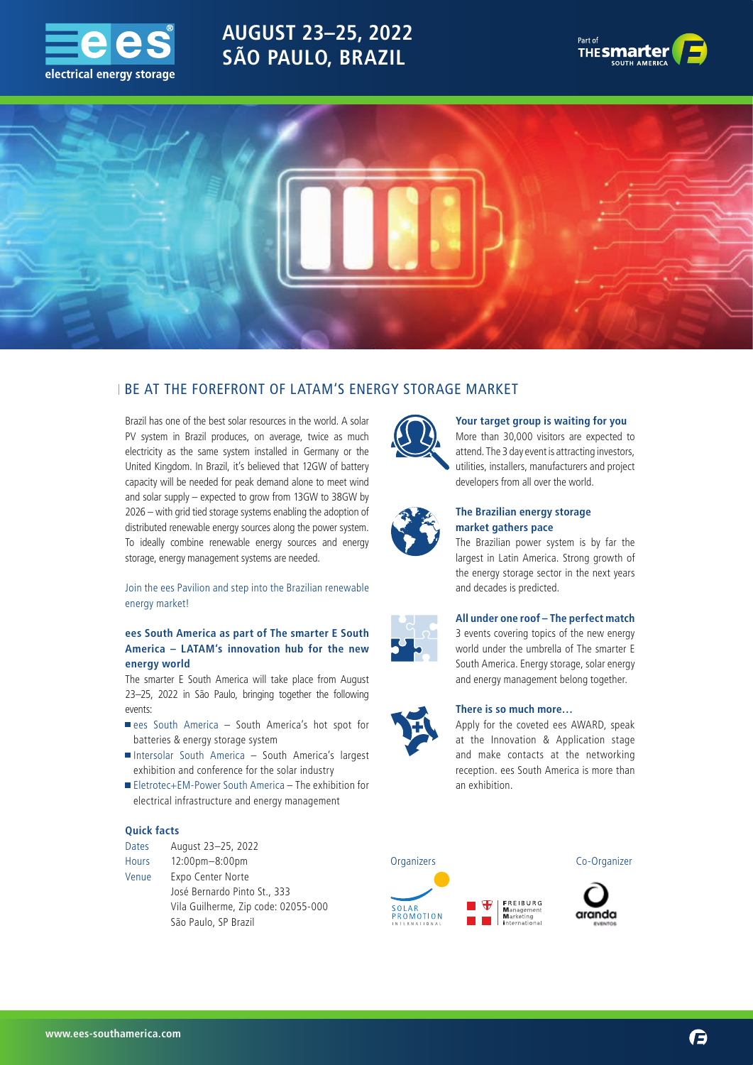# AUGUST 23–25, 2022
# SÃO PAULO, BRAZIL

## BE AT THE FOREFRONT OF LATAM'S ENERGY STORAGE MARKET

Brazil has one of the best solar resources in the world. A solar PV system in Brazil produces, on average, twice as much electricity as the same system installed in Germany or the United Kingdom. In Brazil, it's believed that 12GW of battery capacity will be needed for peak demand alone to meet wind and solar supply – expected to grow from 13GW to 38GW by 2026 – with grid tied storage systems enabling the adoption of distributed renewable energy sources along the power system. To ideally combine renewable energy sources and energy storage, energy management systems are needed.

Join the ees Pavilion and step into the Brazilian renewable energy market!

### ees South America as part of The smarter E South America – LATAM's innovation hub for the new energy world

The smarter E South America will take place from August 23–25, 2022 in São Paulo, bringing together the following events:

- ees South America – South America's hot spot for batteries & energy storage system
- Intersolar South America – South America's largest exhibition and conference for the solar industry
- Eletrotec+EM-Power South America – The exhibition for electrical infrastructure and energy management

### Quick facts

| | |
|---|---|
| Dates | August 23–25, 2022 |
| Hours | 12:00pm–8:00pm |
| Venue | Expo Center Norte<br>José Bernardo Pinto St., 333<br>Vila Guilherme, Zip code: 02055-000<br>São Paulo, SP Brazil |

### Your target group is waiting for you

More than 30,000 visitors are expected to attend. The 3 day event is attracting investors, utilities, installers, manufacturers and project developers from all over the world.

### The Brazilian energy storage market gathers pace

The Brazilian power system is by far the largest in Latin America. Strong growth of the energy storage sector in the next years and decades is predicted.

### All under one roof – The perfect match

3 events covering topics of the new energy world under the umbrella of The smarter E South America. Energy storage, solar energy and energy management belong together.

### There is so much more…

Apply for the coveted ees AWARD, speak at the Innovation & Application stage and make contacts at the networking reception. ees South America is more than an exhibition.

Organizers: Solar Promotion International, Freiburg Management Marketing International

Co-Organizer: aranda eventos

www.ees-southamerica.com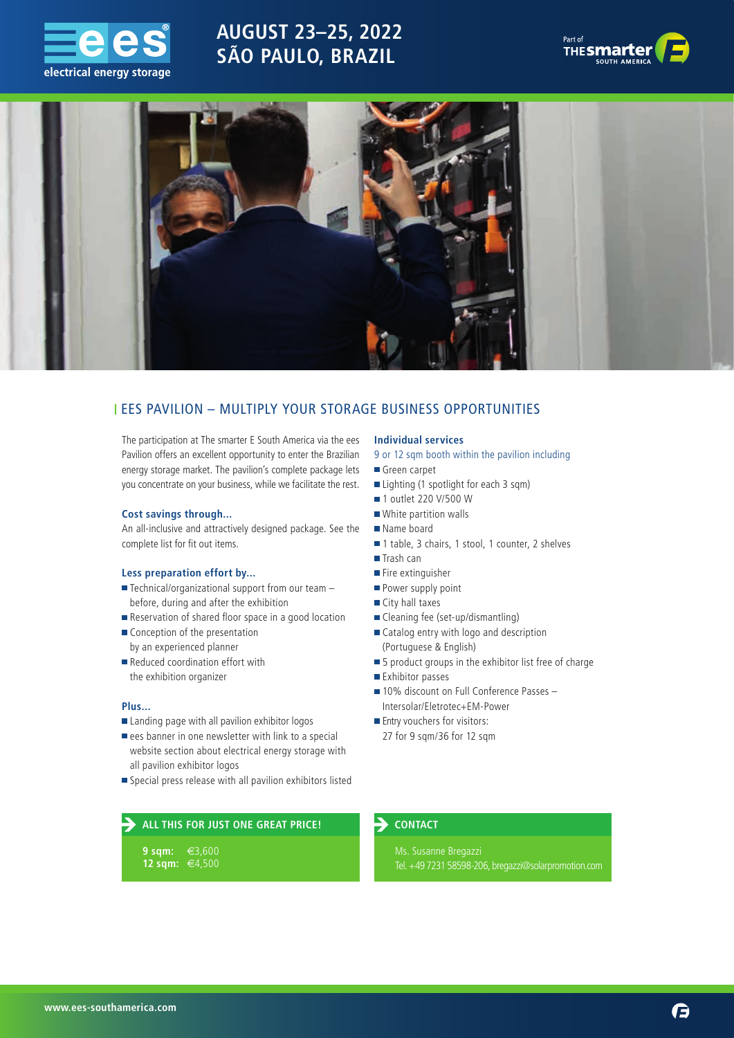AUGUST 23–25, 2022
SÃO PAULO, BRAZIL

## EES PAVILION – MULTIPLY YOUR STORAGE BUSINESS OPPORTUNITIES

The participation at The smarter E South America via the ees Pavilion offers an excellent opportunity to enter the Brazilian energy storage market. The pavilion's complete package lets you concentrate on your business, while we facilitate the rest.

### Cost savings through...

An all-inclusive and attractively designed package. See the complete list for fit out items.

### Less preparation effort by...

- Technical/organizational support from our team – before, during and after the exhibition
- Reservation of shared floor space in a good location
- Conception of the presentation by an experienced planner
- Reduced coordination effort with the exhibition organizer

### Plus...

- Landing page with all pavilion exhibitor logos
- ees banner in one newsletter with link to a special website section about electrical energy storage with all pavilion exhibitor logos
- Special press release with all pavilion exhibitors listed

### Individual services

9 or 12 sqm booth within the pavilion including

- Green carpet
- Lighting (1 spotlight for each 3 sqm)
- 1 outlet 220 V/500 W
- White partition walls
- Name board
- 1 table, 3 chairs, 1 stool, 1 counter, 2 shelves
- Trash can
- Fire extinguisher
- Power supply point
- City hall taxes
- Cleaning fee (set-up/dismantling)
- Catalog entry with logo and description (Portuguese & English)
- 5 product groups in the exhibitor list free of charge
- Exhibitor passes
- 10% discount on Full Conference Passes – Intersolar/Eletrotec+EM-Power
- Entry vouchers for visitors: 27 for 9 sqm/36 for 12 sqm

### ALL THIS FOR JUST ONE GREAT PRICE!

**9 sqm:** €3,600
**12 sqm:** €4,500

### CONTACT

Ms. Susanne Bregazzi
Tel. +49 7231 58598-206, bregazzi@solarpromotion.com

www.ees-southamerica.com